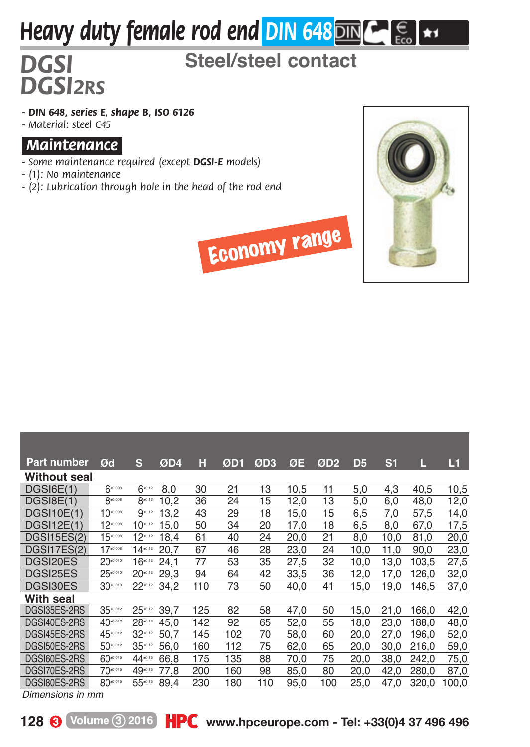# Heavy duty female rod end DIN 648

## DGSI
## DGSI2RS

### Steel/steel contact

- **DIN 648, series E, shape B, ISO 6126**
- Material: steel C45

## Maintenance

- Some maintenance required (except **DGSI-E** models)
- (1): No maintenance
- (2): Lubrication through hole in the head of the rod end

Economy range

| Part number | Ød | S | ØD4 | H | ØD1 | ØD3 | ØE | ØD2 | D5 | S1 | L | L1 |
|---|---|---|---|---|---|---|---|---|---|---|---|---|
| **Without seal** | | | | | | | | | | | | |
| DGSI6E(1) | $6^{\pm0,008}$ | $6^{\pm0,12}$ | 8,0 | 30 | 21 | 13 | 10,5 | 11 | 5,0 | 4,3 | 40,5 | 10,5 |
| DGSI8E(1) | $8^{\pm0,008}$ | $8^{\pm0,12}$ | 10,2 | 36 | 24 | 15 | 12,0 | 13 | 5,0 | 6,0 | 48,0 | 12,0 |
| DGSI10E(1) | $10^{\pm0,008}$ | $9^{\pm0,12}$ | 13,2 | 43 | 29 | 18 | 15,0 | 15 | 6,5 | 7,0 | 57,5 | 14,0 |
| DGSI12E(1) | $12^{\pm0,008}$ | $10^{\pm0,12}$ | 15,0 | 50 | 34 | 20 | 17,0 | 18 | 6,5 | 8,0 | 67,0 | 17,5 |
| DGSI15ES(2) | $15^{\pm0,008}$ | $12^{\pm0,12}$ | 18,4 | 61 | 40 | 24 | 20,0 | 21 | 8,0 | 10,0 | 81,0 | 20,0 |
| DGSI17ES(2) | $17^{\pm0,008}$ | $14^{\pm0,12}$ | 20,7 | 67 | 46 | 28 | 23,0 | 24 | 10,0 | 11,0 | 90,0 | 23,0 |
| DGSI20ES | $20^{\pm0,010}$ | $16^{\pm0,12}$ | 24,1 | 77 | 53 | 35 | 27,5 | 32 | 10,0 | 13,0 | 103,5 | 27,5 |
| DGSI25ES | $25^{\pm0,010}$ | $20^{\pm0,12}$ | 29,3 | 94 | 64 | 42 | 33,5 | 36 | 12,0 | 17,0 | 126,0 | 32,0 |
| DGSI30ES | $30^{\pm0,010}$ | $22^{\pm0,12}$ | 34,2 | 110 | 73 | 50 | 40,0 | 41 | 15,0 | 19,0 | 146,5 | 37,0 |
| **With seal** | | | | | | | | | | | | |
| DGSI35ES-2RS | $35^{\pm0,012}$ | $25^{\pm0,12}$ | 39,7 | 125 | 82 | 58 | 47,0 | 50 | 15,0 | 21,0 | 166,0 | 42,0 |
| DGSI40ES-2RS | $40^{\pm0,012}$ | $28^{\pm0,12}$ | 45,0 | 142 | 92 | 65 | 52,0 | 55 | 18,0 | 23,0 | 188,0 | 48,0 |
| DGSI45ES-2RS | $45^{\pm0,012}$ | $32^{\pm0,12}$ | 50,7 | 145 | 102 | 70 | 58,0 | 60 | 20,0 | 27,0 | 196,0 | 52,0 |
| DGSI50ES-2RS | $50^{\pm0,012}$ | $35^{\pm0,12}$ | 56,0 | 160 | 112 | 75 | 62,0 | 65 | 20,0 | 30,0 | 216,0 | 59,0 |
| DGSI60ES-2RS | $60^{\pm0,015}$ | $44^{\pm0,15}$ | 66,8 | 175 | 135 | 88 | 70,0 | 75 | 20,0 | 38,0 | 242,0 | 75,0 |
| DGSI70ES-2RS | $70^{\pm0,015}$ | $49^{\pm0,15}$ | 77,8 | 200 | 160 | 98 | 85,0 | 80 | 20,0 | 42,0 | 280,0 | 87,0 |
| DGSI80ES-2RS | $80^{\pm0,015}$ | $55^{\pm0,15}$ | 89,4 | 230 | 180 | 110 | 95,0 | 100 | 25,0 | 47,0 | 320,0 | 100,0 |

*Dimensions in mm*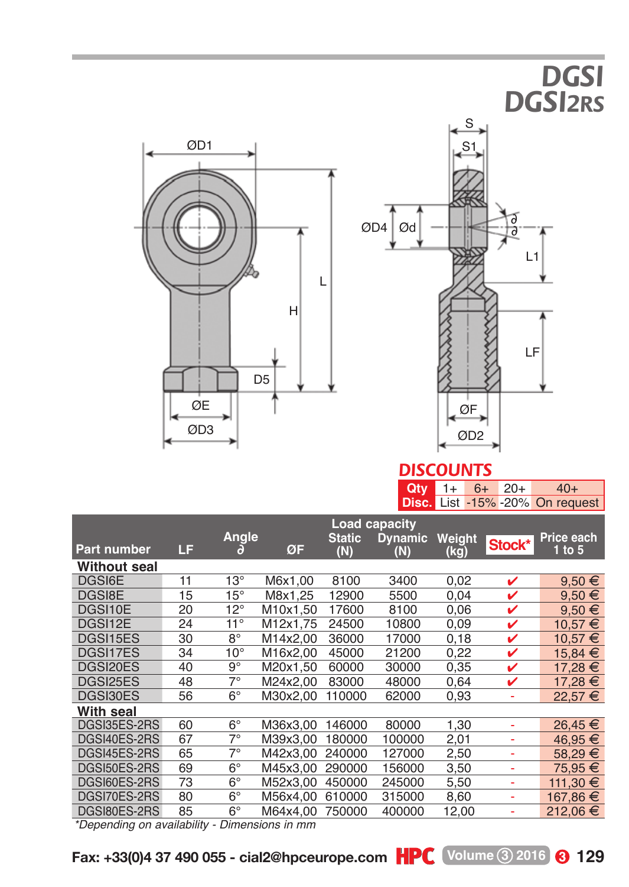# DGSI
# DGSI2RS

ØD1, ØD4, Ød, S, S1, ∂, L1, L, H, D5, LF, ØE, ØD3, ØF, ØD2

## DISCOUNTS

| Qty | 1+ | 6+ | 20+ | 40+ |
|---|---|---|---|---|
| Disc. | List | -15% | -20% | On request |

| Part number | LF | Angle ∂ | ØF | Load capacity Static (N) | Dynamic (N) | Weight (kg) | Stock* | Price each 1 to 5 |
|---|---|---|---|---|---|---|---|---|
| **Without seal** | | | | | | | | |
| DGSI6E | 11 | 13° | M6x1,00 | 8100 | 3400 | 0,02 | ✔ | 9,50 € |
| DGSI8E | 15 | 15° | M8x1,25 | 12900 | 5500 | 0,04 | ✔ | 9,50 € |
| DGSI10E | 20 | 12° | M10x1,50 | 17600 | 8100 | 0,06 | ✔ | 9,50 € |
| DGSI12E | 24 | 11° | M12x1,75 | 24500 | 10800 | 0,09 | ✔ | 10,57 € |
| DGSI15ES | 30 | 8° | M14x2,00 | 36000 | 17000 | 0,18 | ✔ | 10,57 € |
| DGSI17ES | 34 | 10° | M16x2,00 | 45000 | 21200 | 0,22 | ✔ | 15,84 € |
| DGSI20ES | 40 | 9° | M20x1,50 | 60000 | 30000 | 0,35 | ✔ | 17,28 € |
| DGSI25ES | 48 | 7° | M24x2,00 | 83000 | 48000 | 0,64 | ✔ | 17,28 € |
| DGSI30ES | 56 | 6° | M30x2,00 | 110000 | 62000 | 0,93 | - | 22,57 € |
| **With seal** | | | | | | | | |
| DGSI35ES-2RS | 60 | 6° | M36x3,00 | 146000 | 80000 | 1,30 | - | 26,45 € |
| DGSI40ES-2RS | 67 | 7° | M39x3,00 | 180000 | 100000 | 2,01 | - | 46,95 € |
| DGSI45ES-2RS | 65 | 7° | M42x3,00 | 240000 | 127000 | 2,50 | - | 58,29 € |
| DGSI50ES-2RS | 69 | 6° | M45x3,00 | 290000 | 156000 | 3,50 | - | 75,95 € |
| DGSI60ES-2RS | 73 | 6° | M52x3,00 | 450000 | 245000 | 5,50 | - | 111,30 € |
| DGSI70ES-2RS | 80 | 6° | M56x4,00 | 610000 | 315000 | 8,60 | - | 167,86 € |
| DGSI80ES-2RS | 85 | 6° | M64x4,00 | 750000 | 400000 | 12,00 | - | 212,06 € |

*\*Depending on availability - Dimensions in mm*

Fax: +33(0)4 37 490 055 - cial2@hpceurope.com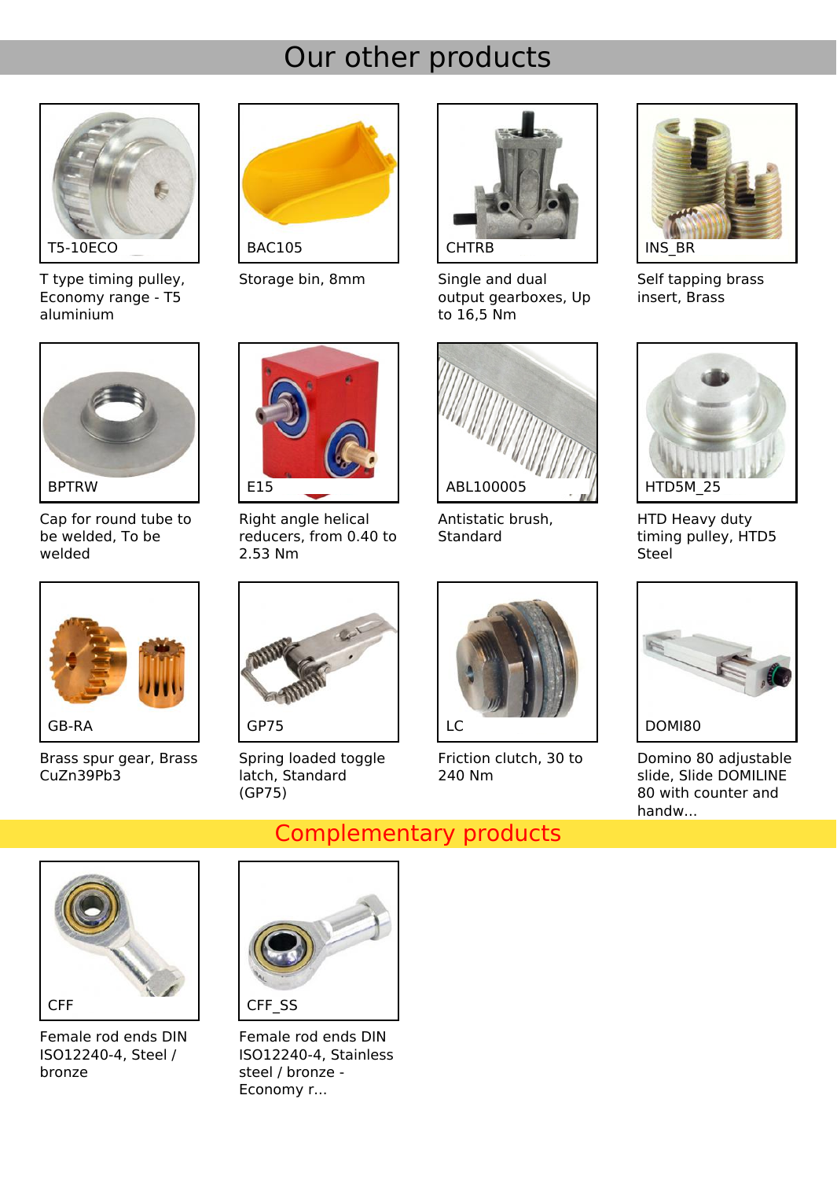# Our other products

T5-10ECO

T type timing pulley, Economy range - T5 aluminium

BAC105

Storage bin, 8mm

CHTRB

Single and dual output gearboxes, Up to 16,5 Nm

INS_BR

Self tapping brass insert, Brass

BPTRW

Cap for round tube to be welded, To be welded

E15

Right angle helical reducers, from 0.40 to 2.53 Nm

ABL100005

Antistatic brush, Standard

HTD5M_25

HTD Heavy duty timing pulley, HTD5 Steel

GB-RA

Brass spur gear, Brass CuZn39Pb3

GP75

Spring loaded toggle latch, Standard (GP75)

LC

Friction clutch, 30 to 240 Nm

DOMI80

Domino 80 adjustable slide, Slide DOMILINE 80 with counter and handw...

# Complementary products

CFF

Female rod ends DIN ISO12240-4, Steel / bronze

CFF_SS

Female rod ends DIN ISO12240-4, Stainless steel / bronze - Economy r...